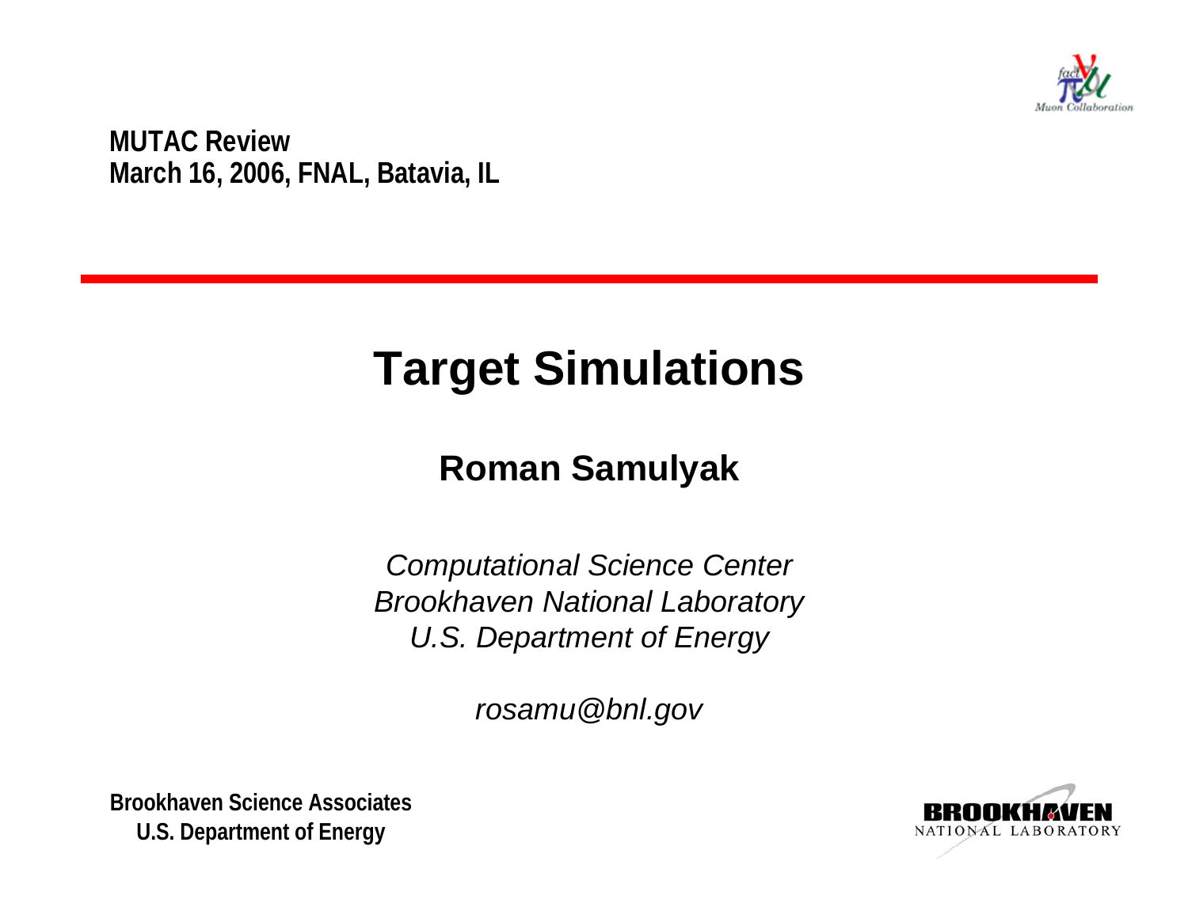**MUTAC Review**
**March 16, 2006, FNAL, Batavia, IL**

# Target Simulations

## Roman Samulyak

*Computational Science Center*
*Brookhaven National Laboratory*
*U.S. Department of Energy*

*rosamu@bnl.gov*

**Brookhaven Science Associates**
**U.S. Department of Energy**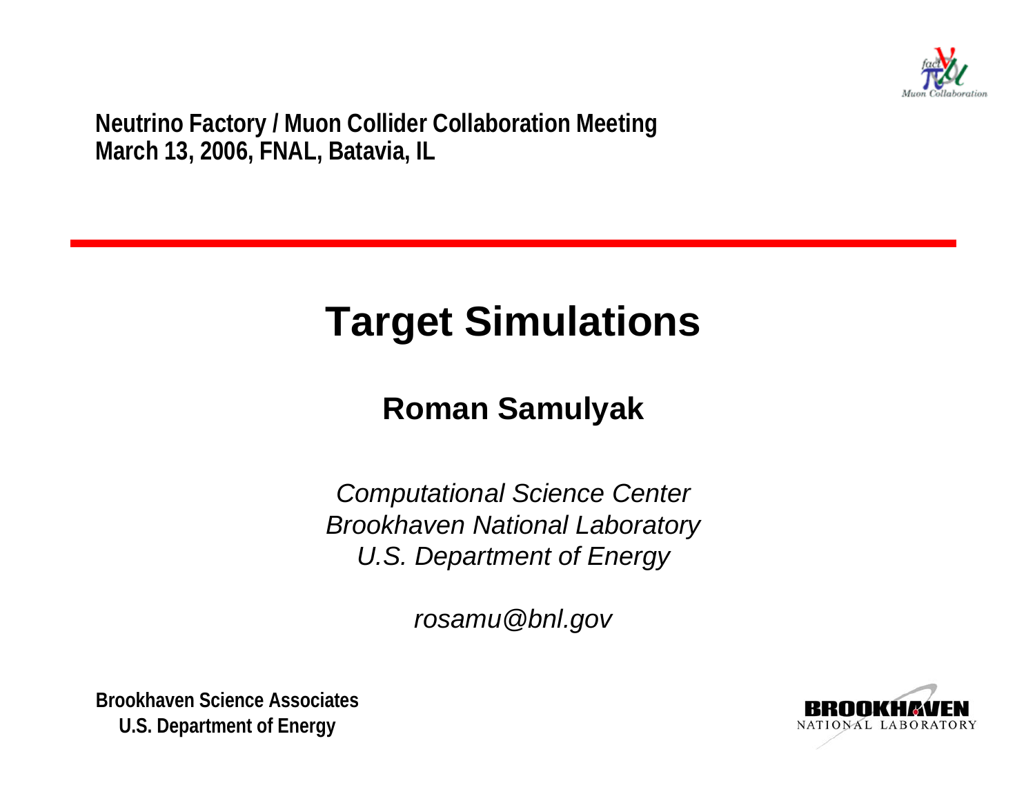Neutrino Factory / Muon Collider Collaboration Meeting
March 13, 2006, FNAL, Batavia, IL

# Target Simulations

## Roman Samulyak

*Computational Science Center*
*Brookhaven National Laboratory*
*U.S. Department of Energy*

*rosamu@bnl.gov*

Brookhaven Science Associates
U.S. Department of Energy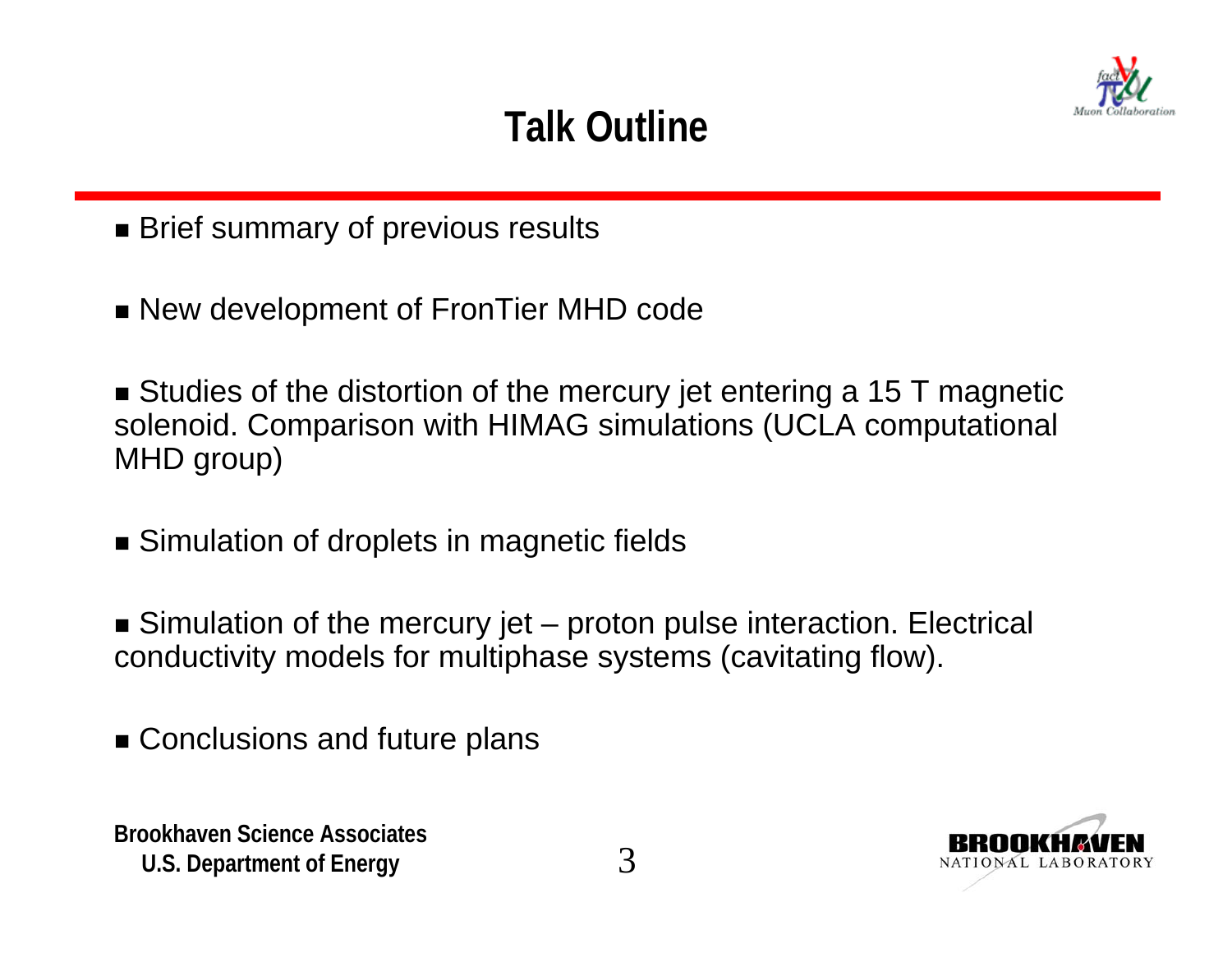# Talk Outline

- Brief summary of previous results
- New development of FronTier MHD code
- Studies of the distortion of the mercury jet entering a 15 T magnetic solenoid. Comparison with HIMAG simulations (UCLA computational MHD group)
- Simulation of droplets in magnetic fields
- Simulation of the mercury jet – proton pulse interaction. Electrical conductivity models for multiphase systems (cavitating flow).
- Conclusions and future plans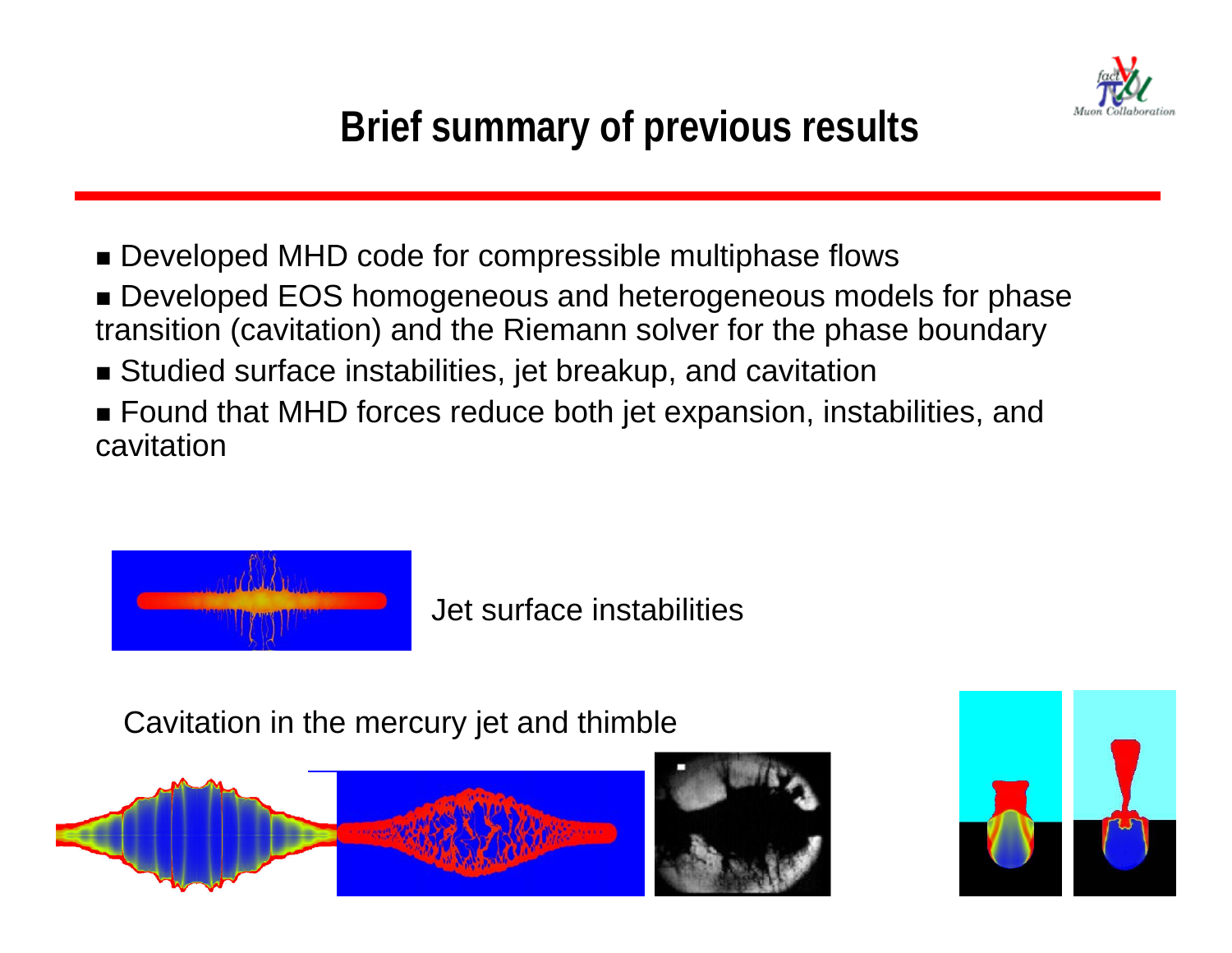# Brief summary of previous results

- Developed MHD code for compressible multiphase flows
- Developed EOS homogeneous and heterogeneous models for phase transition (cavitation) and the Riemann solver for the phase boundary
- Studied surface instabilities, jet breakup, and cavitation
- Found that MHD forces reduce both jet expansion, instabilities, and cavitation

Jet surface instabilities

Cavitation in the mercury jet and thimble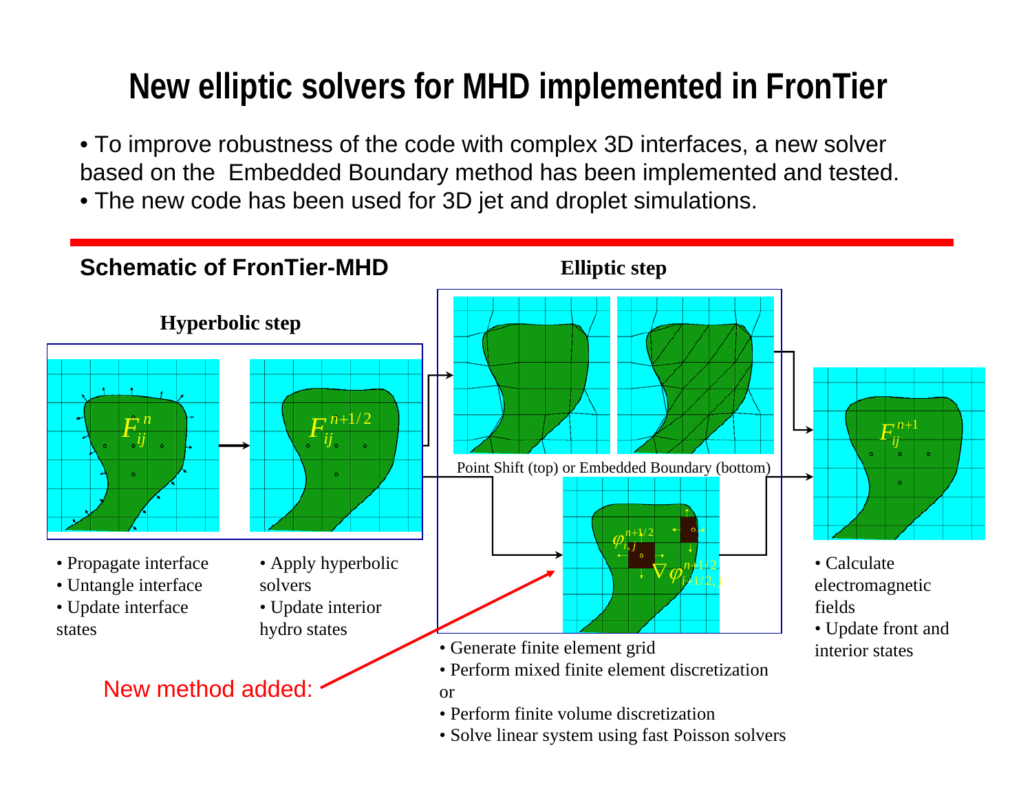# New elliptic solvers for MHD implemented in FronTier

- To improve robustness of the code with complex 3D interfaces, a new solver based on the Embedded Boundary method has been implemented and tested.
- The new code has been used for 3D jet and droplet simulations.

## Schematic of FronTier-MHD

**Hyperbolic step**

$F_{ij}^{n}$ → $F_{ij}^{n+1/2}$

- Propagate interface
- Untangle interface
- Update interface states

- Apply hyperbolic solvers
- Update interior hydro states

**Elliptic step**

Point Shift (top) or Embedded Boundary (bottom)

$\varphi_{i,j}^{n+1/2}$ $\nabla\varphi_{i+1/2,j}^{n+1/2}$

New method added:

- Generate finite element grid
- Perform mixed finite element discretization

or

- Perform finite volume discretization
- Solve linear system using fast Poisson solvers

$F_{ij}^{n+1}$

- Calculate electromagnetic fields
- Update front and interior states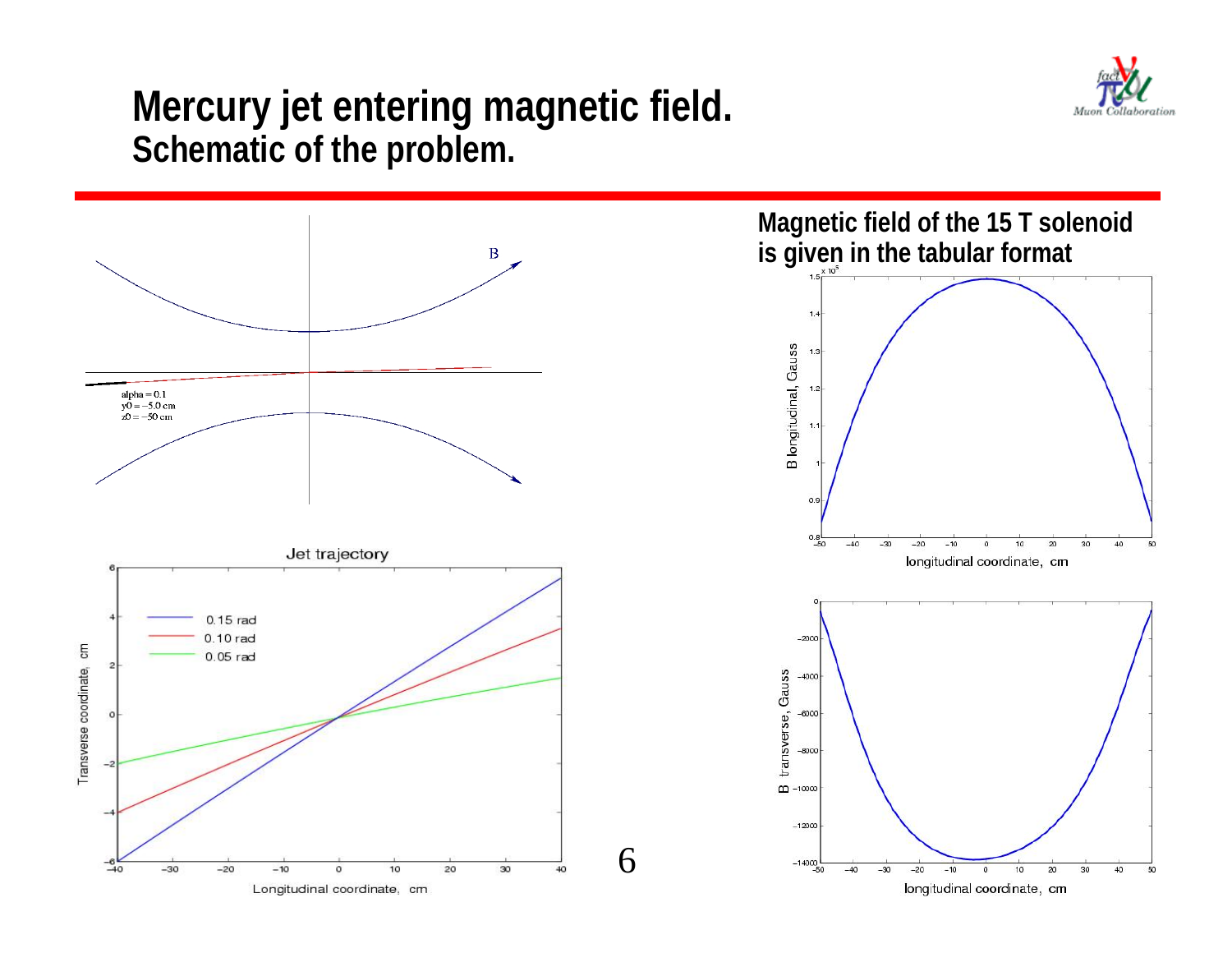# Mercury jet entering magnetic field.

## Schematic of the problem.

alpha = 0.1
y0 = −5.0 cm
z0 = −50 cm

**Magnetic field of the 15 T solenoid is given in the tabular format**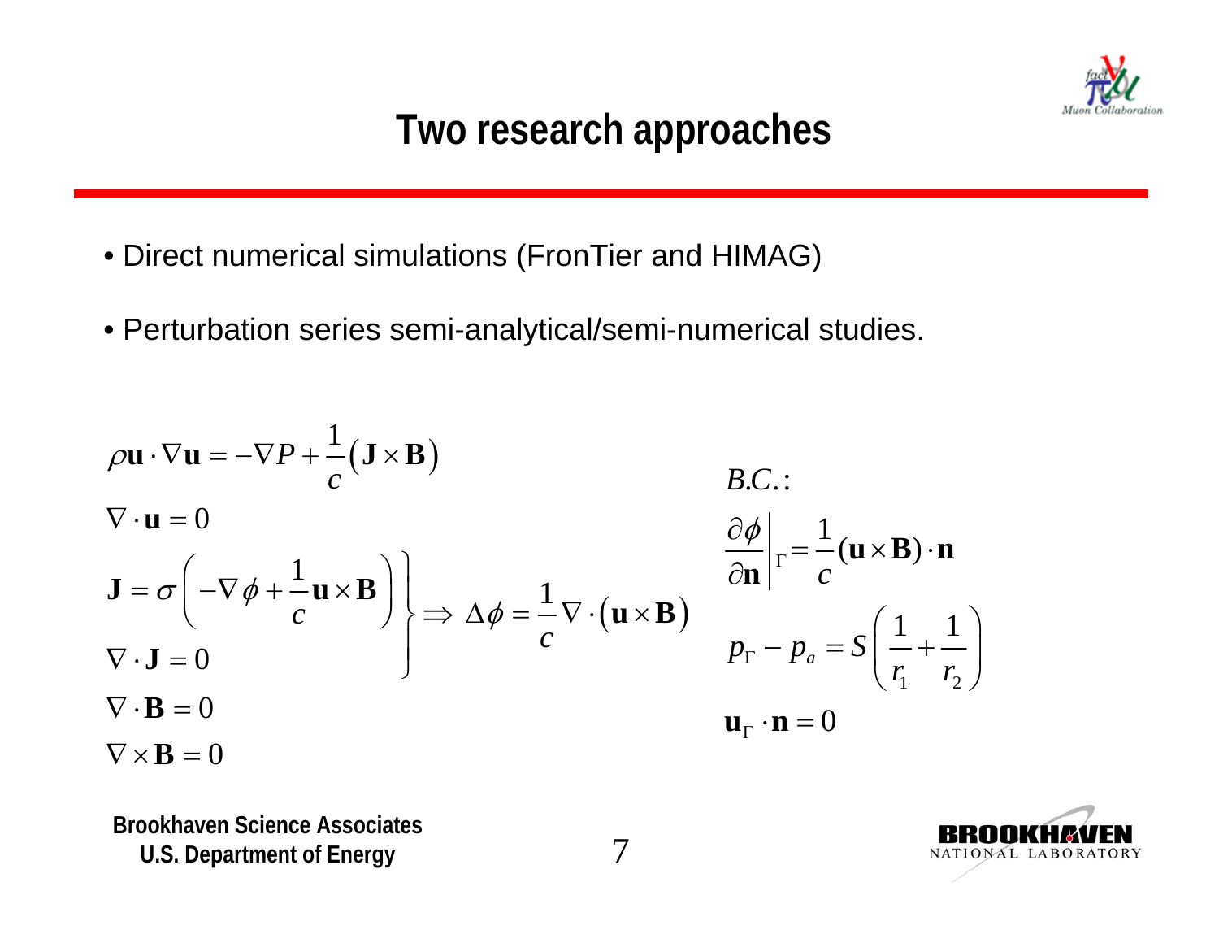# Two research approaches

- Direct numerical simulations (FronTier and HIMAG)
- Perturbation series semi-analytical/semi-numerical studies.

$$\rho \mathbf{u} \cdot \nabla \mathbf{u} = -\nabla P + \frac{1}{c}\left(\mathbf{J} \times \mathbf{B}\right)$$

$$\nabla \cdot \mathbf{u} = 0$$

$$\left.\begin{aligned} \mathbf{J} &= \sigma\left(-\nabla \phi + \frac{1}{c}\mathbf{u} \times \mathbf{B}\right) \\ \nabla \cdot \mathbf{J} &= 0 \end{aligned}\right\} \Rightarrow \Delta \phi = \frac{1}{c}\nabla \cdot \left(\mathbf{u} \times \mathbf{B}\right)$$

$$\nabla \cdot \mathbf{B} = 0$$

$$\nabla \times \mathbf{B} = 0$$

*B.C.*:

$$\left.\frac{\partial \phi}{\partial \mathbf{n}}\right|_{\Gamma} = \frac{1}{c}(\mathbf{u} \times \mathbf{B}) \cdot \mathbf{n}$$

$$p_{\Gamma} - p_{a} = S\left(\frac{1}{r_1} + \frac{1}{r_2}\right)$$

$$\mathbf{u}_{\Gamma} \cdot \mathbf{n} = 0$$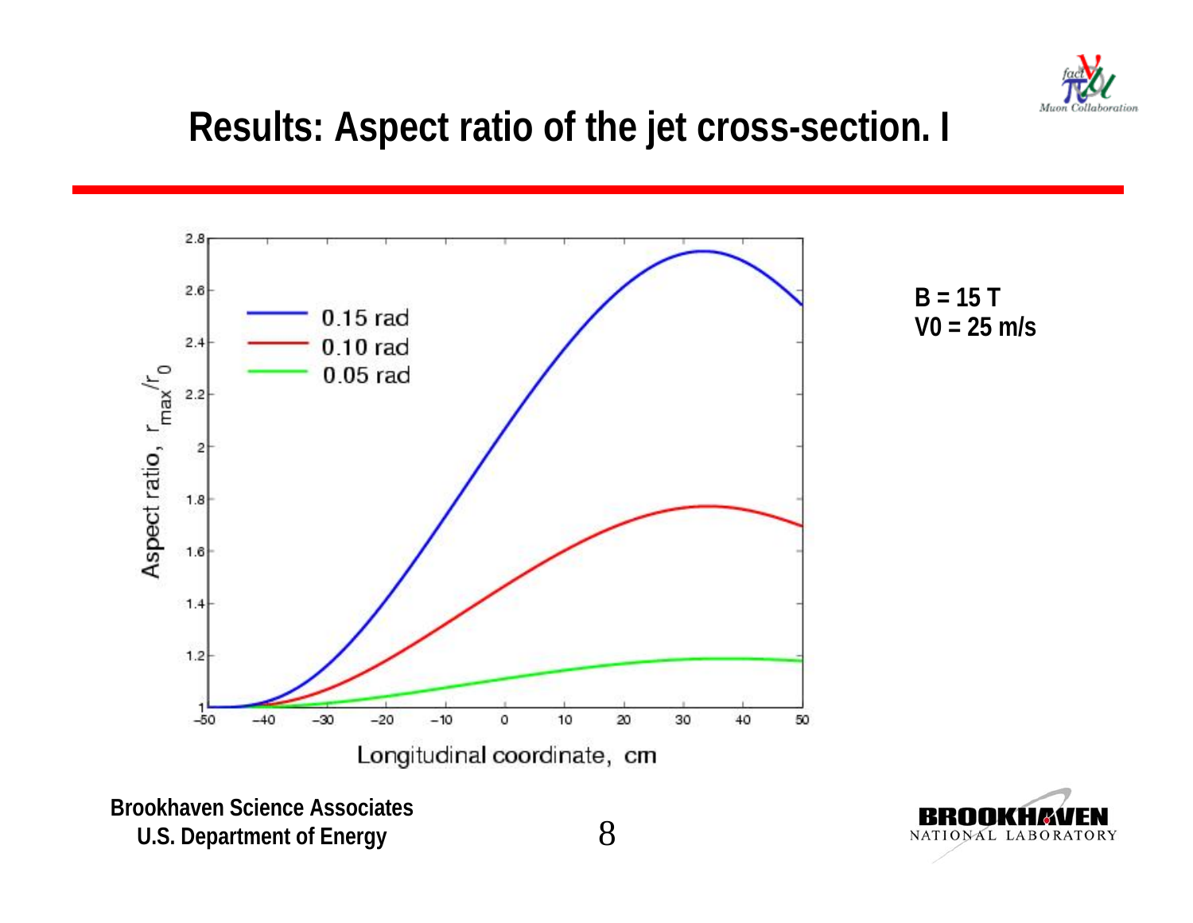# Results: Aspect ratio of the jet cross-section. I

**B = 15 T**
**V0 = 25 m/s**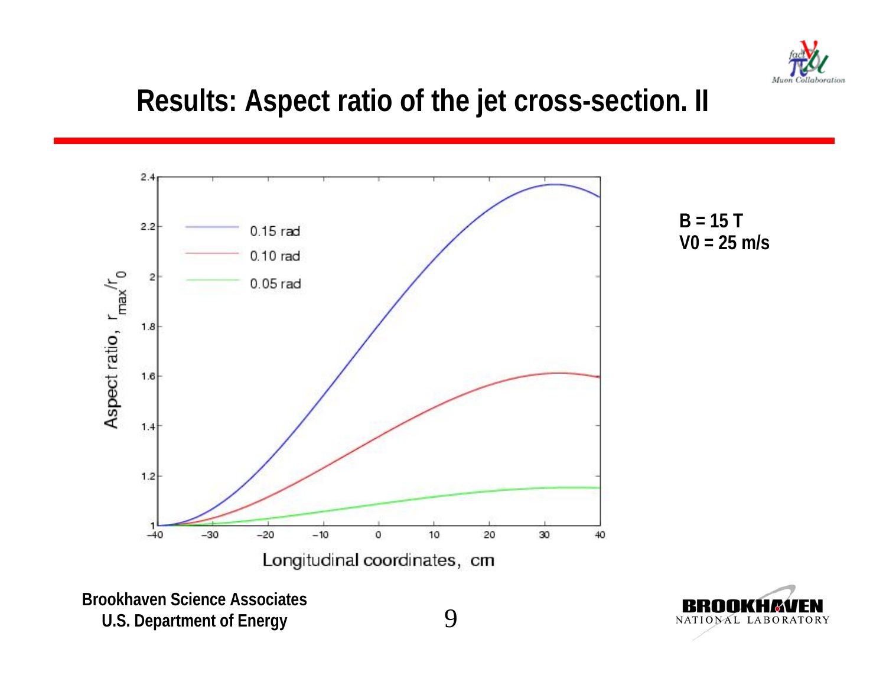# Results: Aspect ratio of the jet cross-section. II

**B = 15 T**
**V0 = 25 m/s**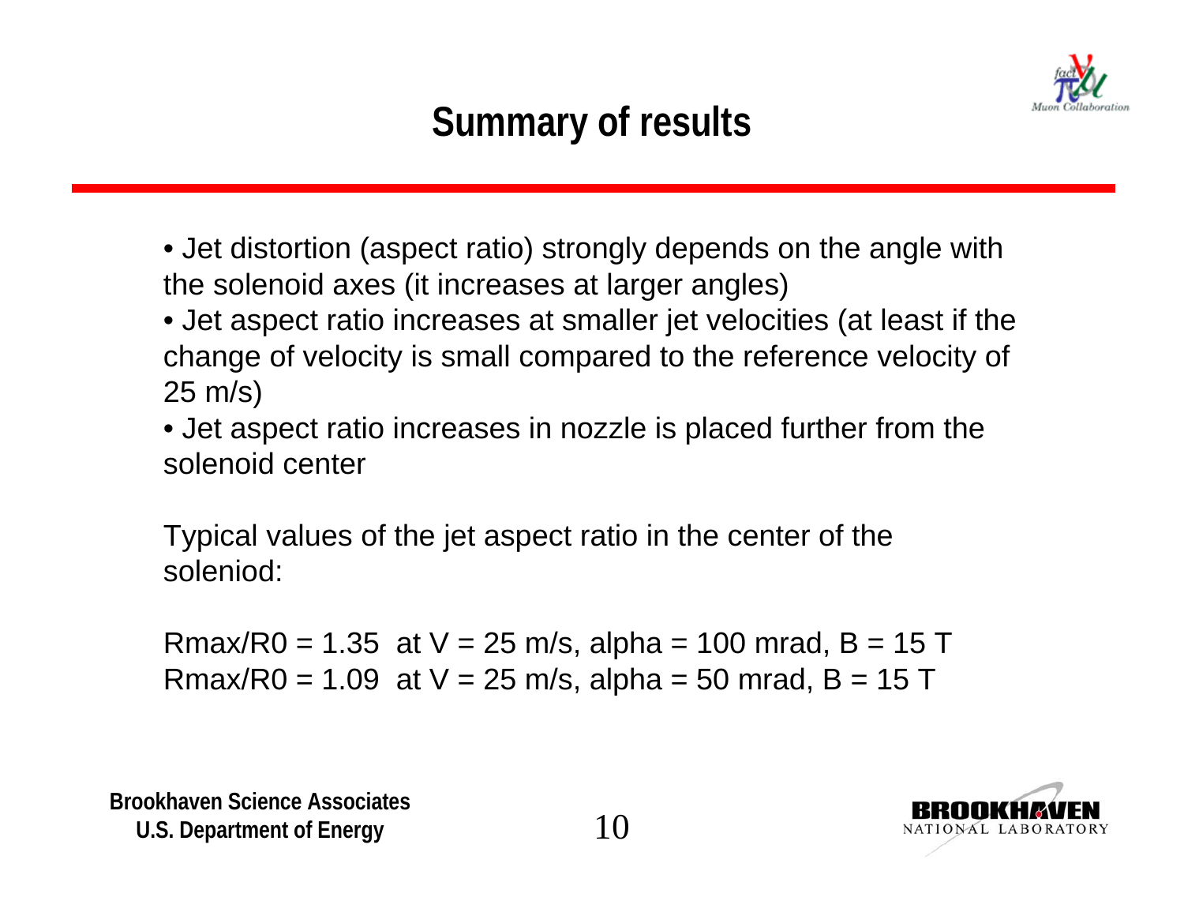# Summary of results

- Jet distortion (aspect ratio) strongly depends on the angle with the solenoid axes (it increases at larger angles)
- Jet aspect ratio increases at smaller jet velocities (at least if the change of velocity is small compared to the reference velocity of 25 m/s)
- Jet aspect ratio increases in nozzle is placed further from the solenoid center

Typical values of the jet aspect ratio in the center of the soleniod:

Rmax/R0 = 1.35 at V = 25 m/s, alpha = 100 mrad, B = 15 T
Rmax/R0 = 1.09 at V = 25 m/s, alpha = 50 mrad, B = 15 T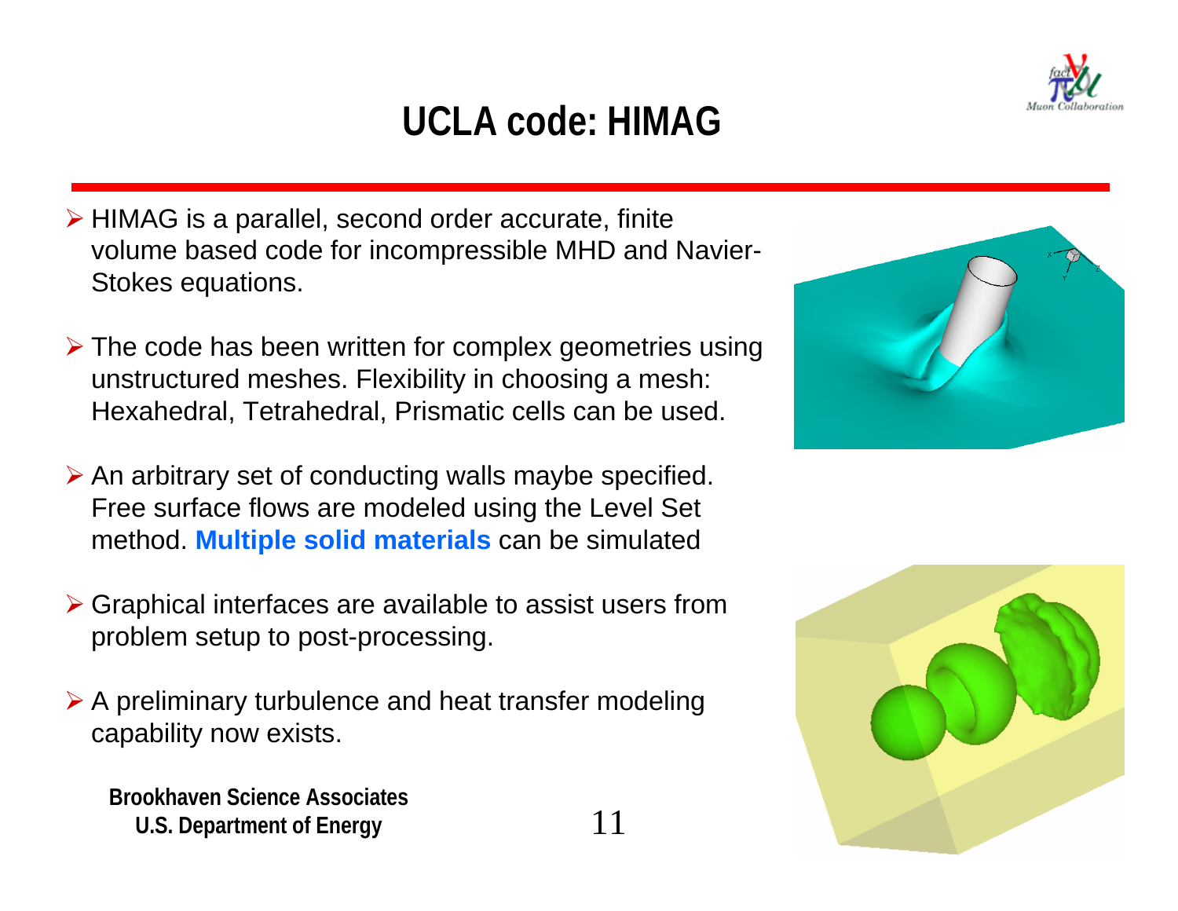# UCLA code: HIMAG

- HIMAG is a parallel, second order accurate, finite volume based code for incompressible MHD and Navier-Stokes equations.
- The code has been written for complex geometries using unstructured meshes. Flexibility in choosing a mesh: Hexahedral, Tetrahedral, Prismatic cells can be used.
- An arbitrary set of conducting walls maybe specified. Free surface flows are modeled using the Level Set method. **Multiple solid materials** can be simulated
- Graphical interfaces are available to assist users from problem setup to post-processing.
- A preliminary turbulence and heat transfer modeling capability now exists.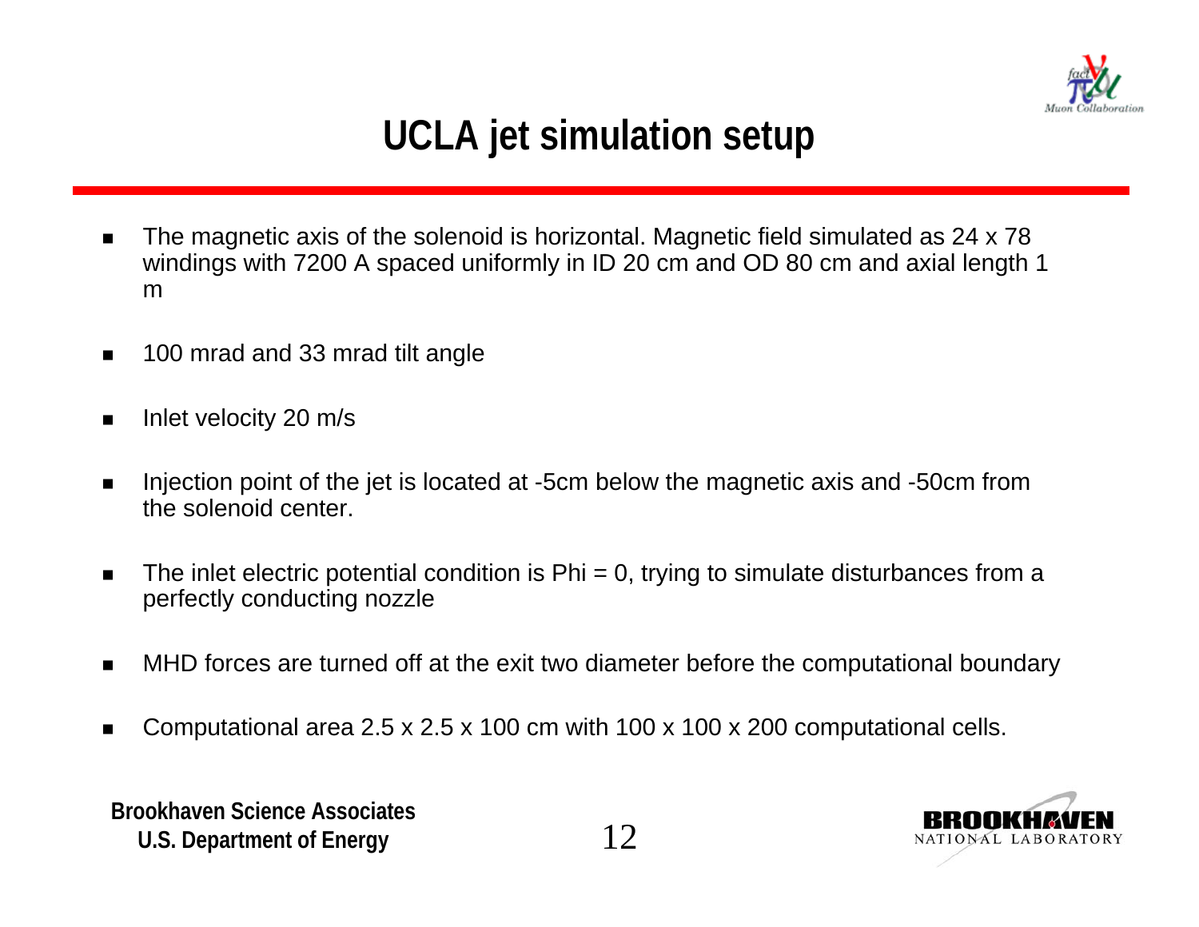# UCLA jet simulation setup

- The magnetic axis of the solenoid is horizontal. Magnetic field simulated as 24 x 78 windings with 7200 A spaced uniformly in ID 20 cm and OD 80 cm and axial length 1 m
- 100 mrad and 33 mrad tilt angle
- Inlet velocity 20 m/s
- Injection point of the jet is located at -5cm below the magnetic axis and -50cm from the solenoid center.
- The inlet electric potential condition is Phi = 0, trying to simulate disturbances from a perfectly conducting nozzle
- MHD forces are turned off at the exit two diameter before the computational boundary
- Computational area 2.5 x 2.5 x 100 cm with 100 x 100 x 200 computational cells.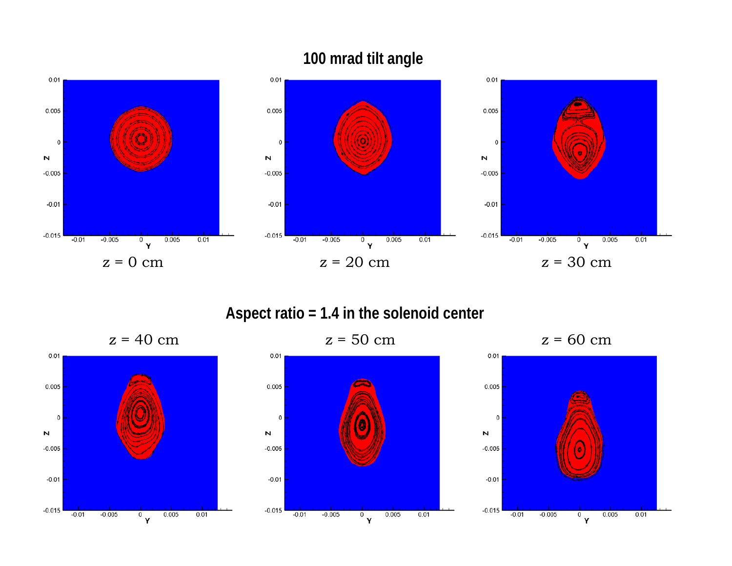# 100 mrad tilt angle

z = 0 cm

z = 20 cm

z = 30 cm

# Aspect ratio = 1.4 in the solenoid center

z = 40 cm

z = 50 cm

z = 60 cm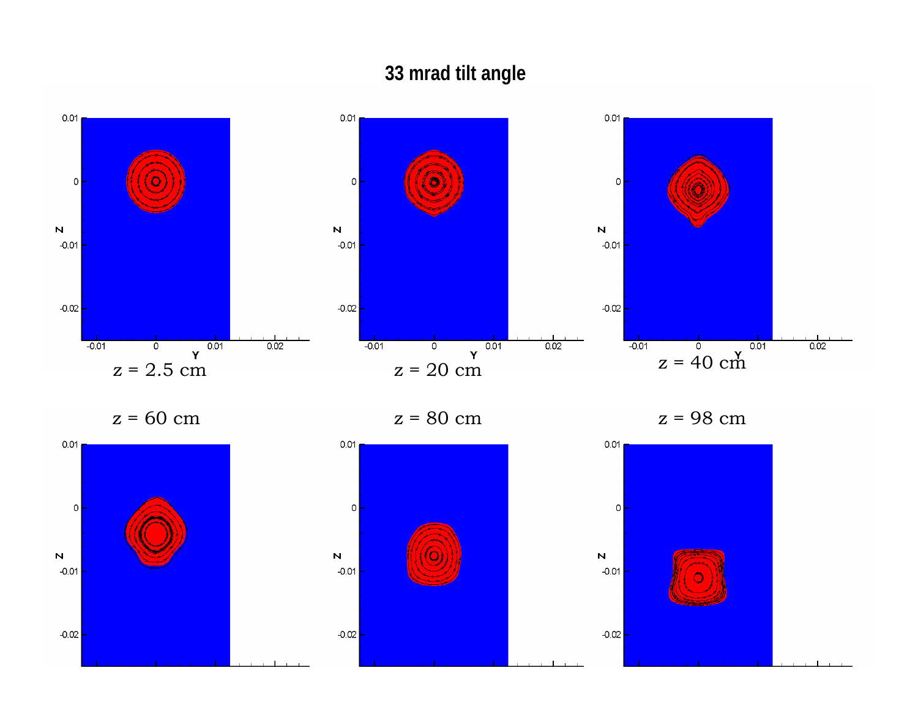# 33 mrad tilt angle

z = 2.5 cm

z = 20 cm

z = 40 cm

z = 60 cm

z = 80 cm

z = 98 cm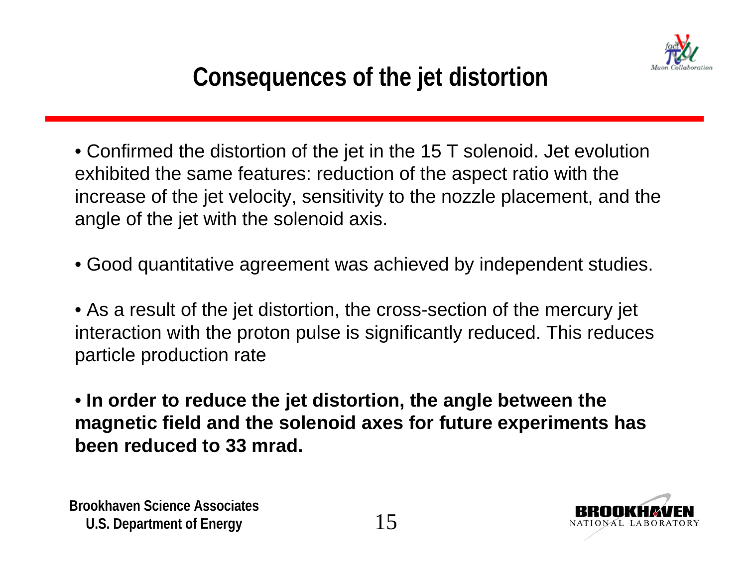# Consequences of the jet distortion

- Confirmed the distortion of the jet in the 15 T solenoid. Jet evolution exhibited the same features: reduction of the aspect ratio with the increase of the jet velocity, sensitivity to the nozzle placement, and the angle of the jet with the solenoid axis.

- Good quantitative agreement was achieved by independent studies.

- As a result of the jet distortion, the cross-section of the mercury jet interaction with the proton pulse is significantly reduced. This reduces particle production rate

- **In order to reduce the jet distortion, the angle between the magnetic field and the solenoid axes for future experiments has been reduced to 33 mrad.**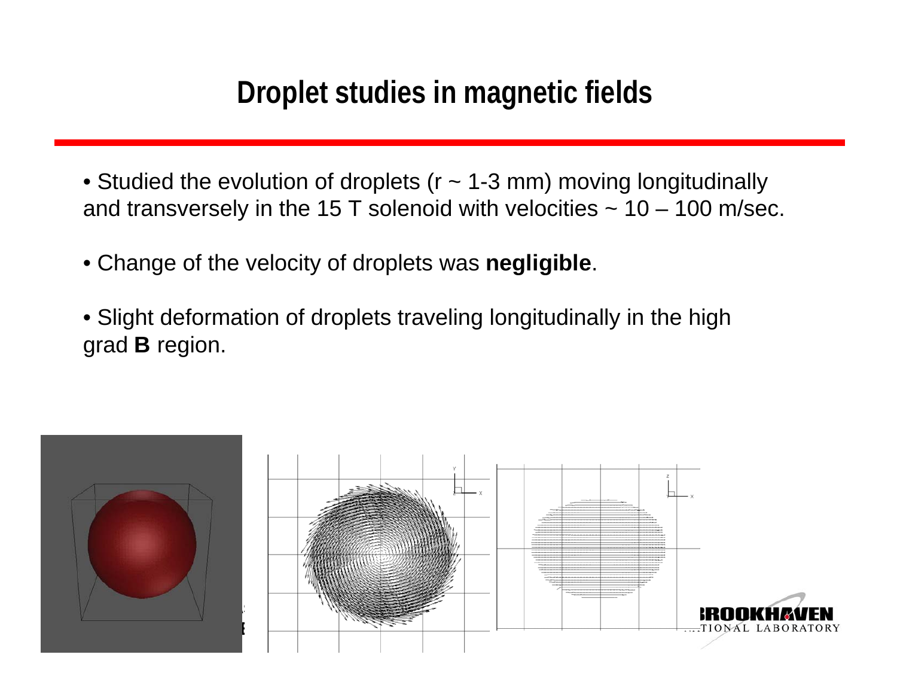# Droplet studies in magnetic fields

- Studied the evolution of droplets (r ~ 1-3 mm) moving longitudinally and transversely in the 15 T solenoid with velocities ~ 10 – 100 m/sec.

- Change of the velocity of droplets was **negligible**.

- Slight deformation of droplets traveling longitudinally in the high grad **B** region.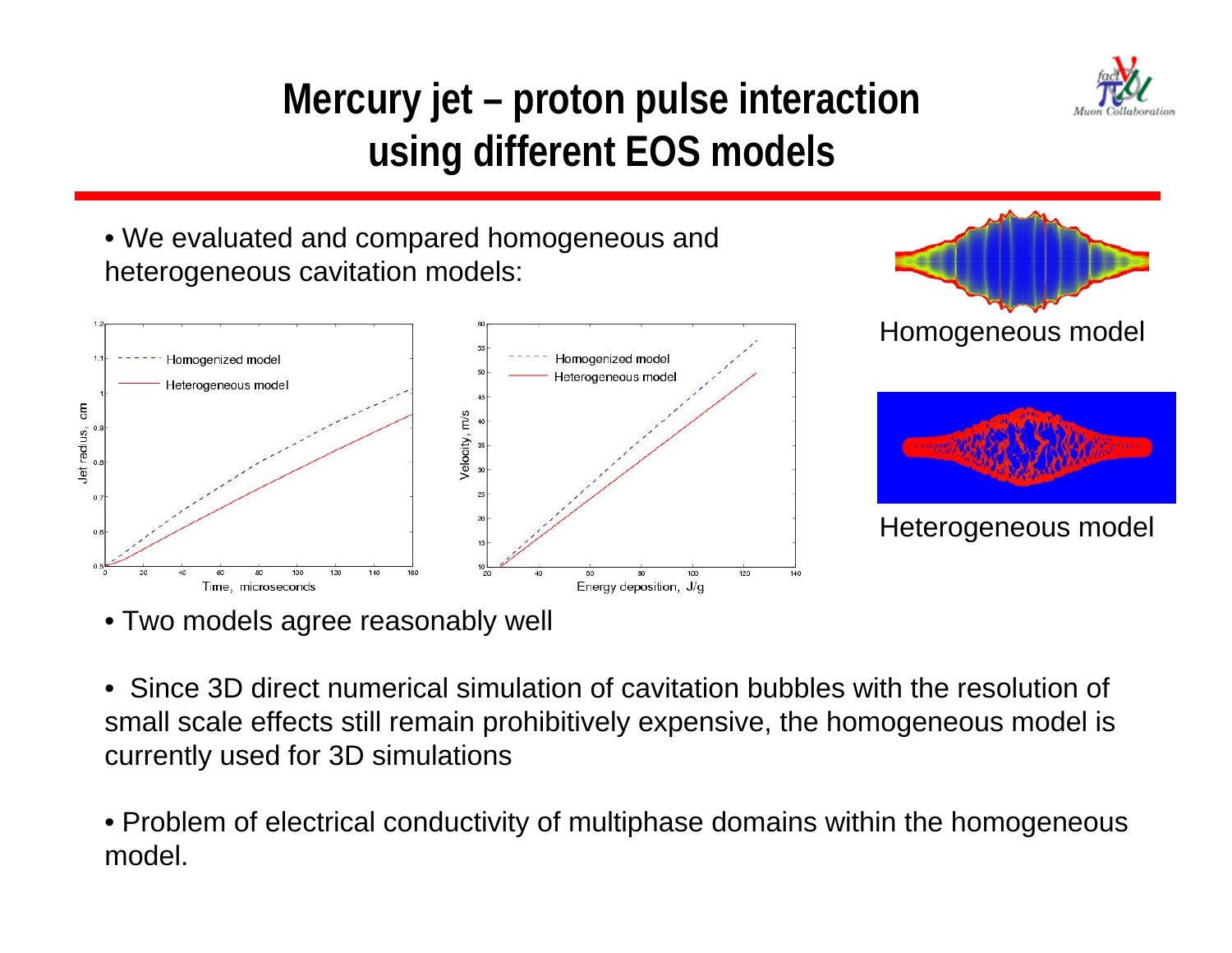# Mercury jet – proton pulse interaction using different EOS models

- We evaluated and compared homogeneous and heterogeneous cavitation models:

Homogeneous model

Heterogeneous model

- Two models agree reasonably well
- Since 3D direct numerical simulation of cavitation bubbles with the resolution of small scale effects still remain prohibitively expensive, the homogeneous model is currently used for 3D simulations
- Problem of electrical conductivity of multiphase domains within the homogeneous model.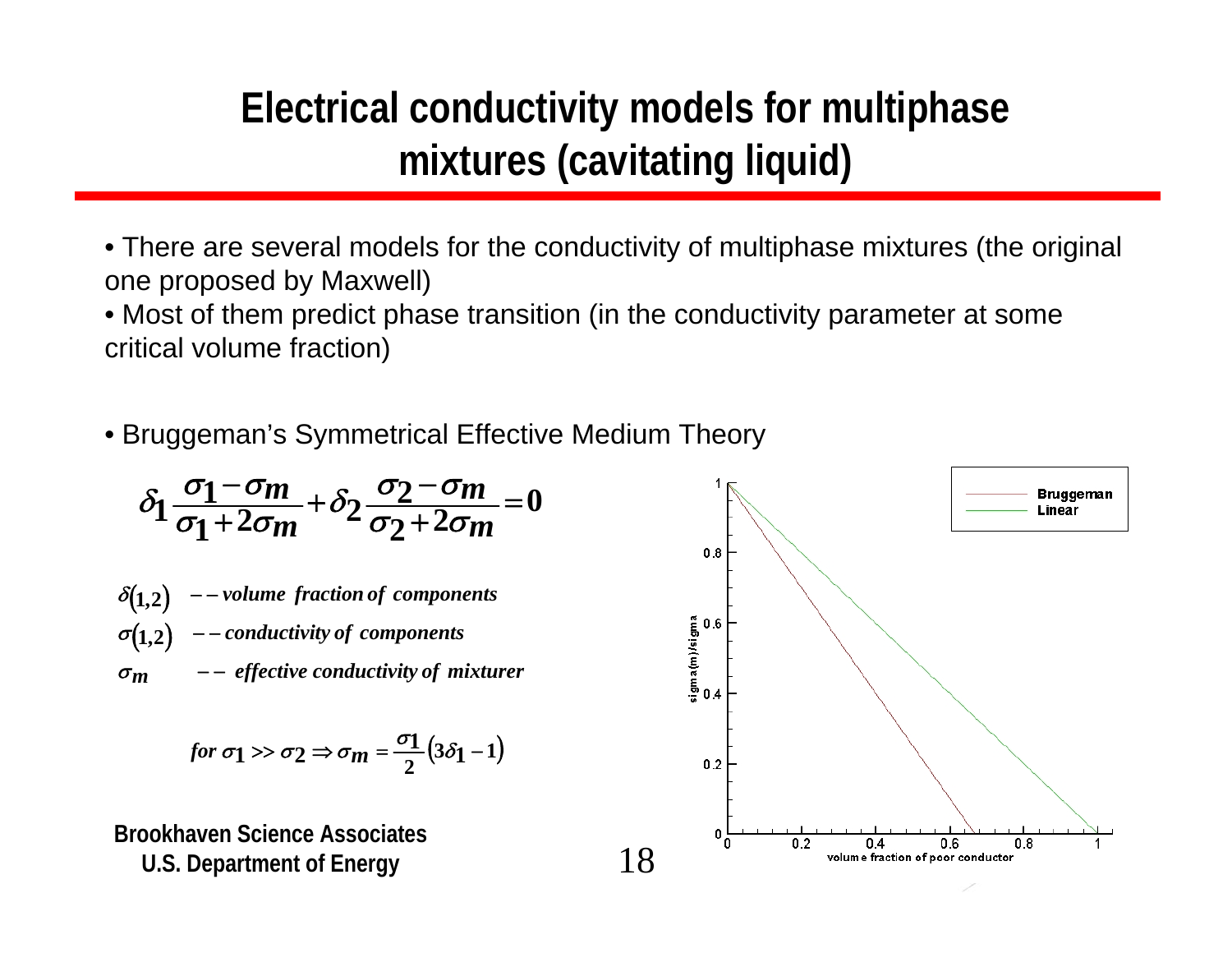# Electrical conductivity models for multiphase mixtures (cavitating liquid)

- There are several models for the conductivity of multiphase mixtures (the original one proposed by Maxwell)
- Most of them predict phase transition (in the conductivity parameter at some critical volume fraction)

- Bruggeman's Symmetrical Effective Medium Theory

$$\delta_1 \frac{\sigma_1 - \sigma_m}{\sigma_1 + 2\sigma_m} + \delta_2 \frac{\sigma_2 - \sigma_m}{\sigma_2 + 2\sigma_m} = 0$$

$\delta(1,2)$ -- *volume fraction of components*

$\sigma(1,2)$ -- *conductivity of components*

$\sigma_m$ -- *effective conductivity of mixturer*

$$\text{for } \sigma_1 >> \sigma_2 \Rightarrow \sigma_m = \frac{\sigma_1}{2}(3\delta_1 - 1)$$

Brookhaven Science Associates
U.S. Department of Energy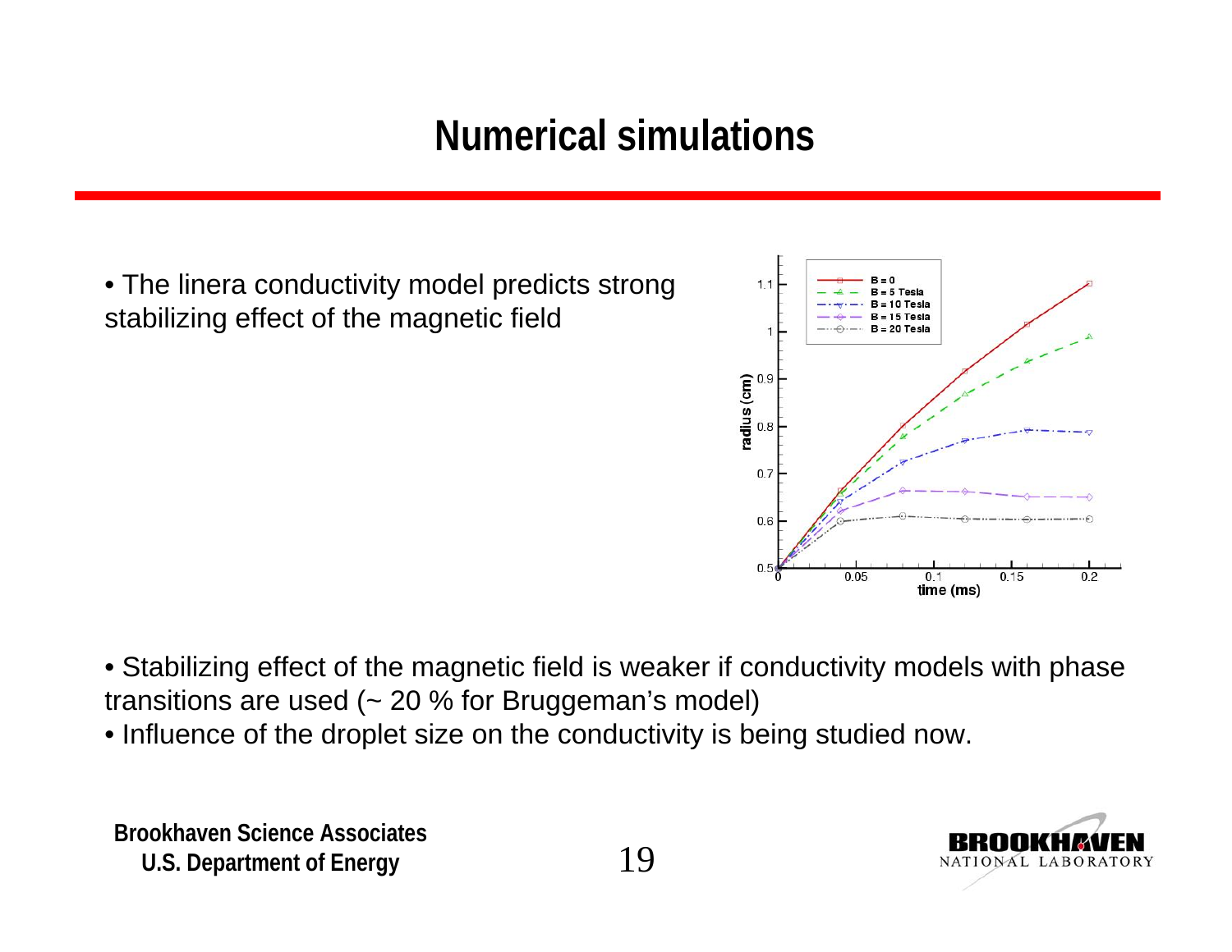# Numerical simulations

- The linera conductivity model predicts strong stabilizing effect of the magnetic field

- Stabilizing effect of the magnetic field is weaker if conductivity models with phase transitions are used (~ 20 % for Bruggeman's model)
- Influence of the droplet size on the conductivity is being studied now.

**Brookhaven Science Associates**
**U.S. Department of Energy**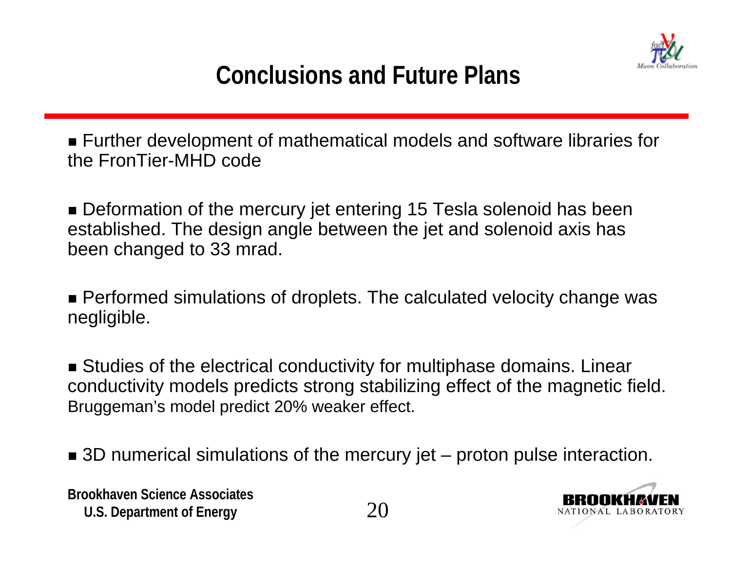# Conclusions and Future Plans

- Further development of mathematical models and software libraries for the FronTier-MHD code

- Deformation of the mercury jet entering 15 Tesla solenoid has been established. The design angle between the jet and solenoid axis has been changed to 33 mrad.

- Performed simulations of droplets. The calculated velocity change was negligible.

- Studies of the electrical conductivity for multiphase domains. Linear conductivity models predicts strong stabilizing effect of the magnetic field. Bruggeman's model predict 20% weaker effect.

- 3D numerical simulations of the mercury jet – proton pulse interaction.